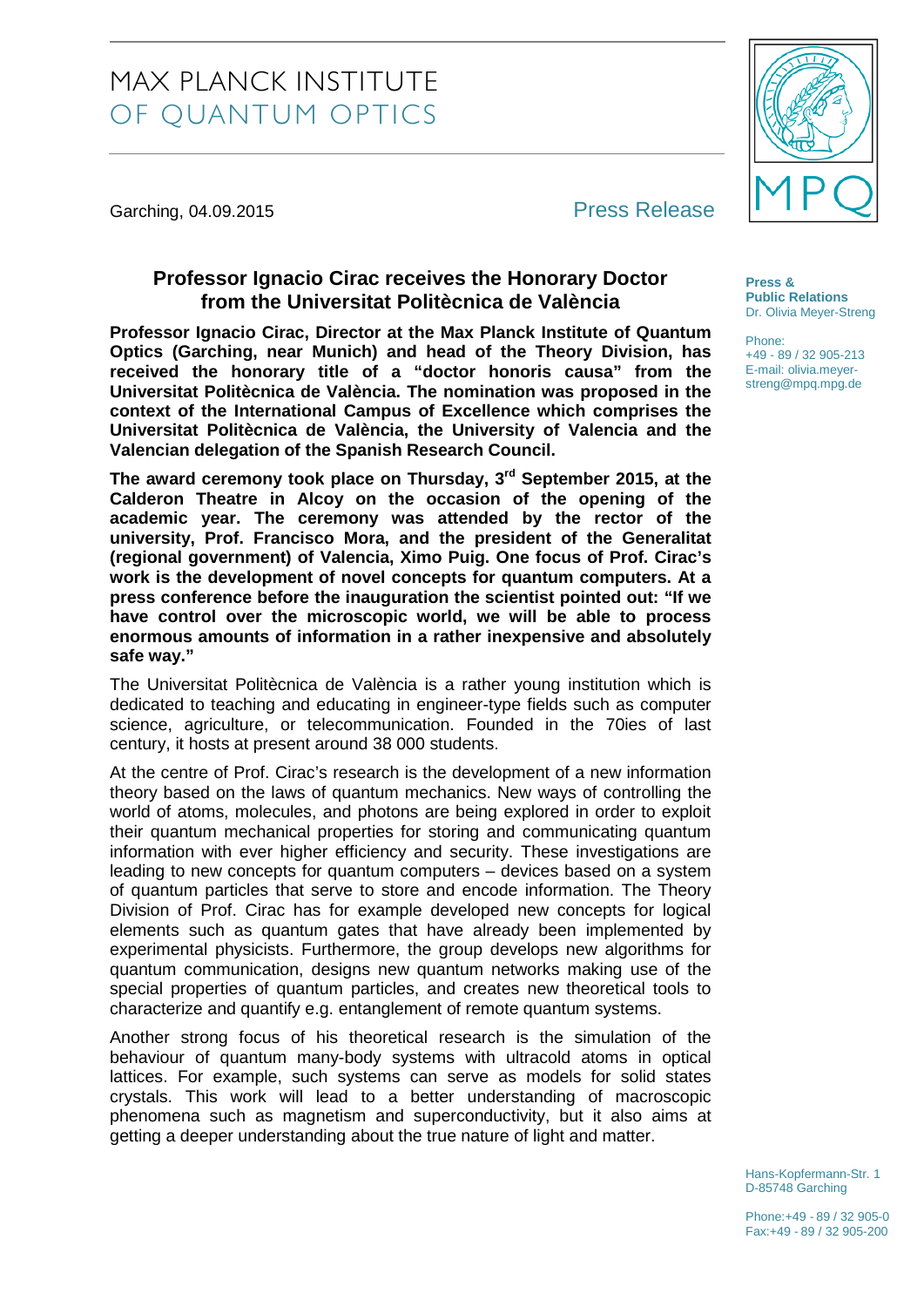MAX PLANCK INSTITUTE
OF QUANTUM OPTICS

Garching, 04.09.2015

Press Release

**Press & Public Relations**
Dr. Olivia Meyer-Streng

Phone:
+49 - 89 / 32 905-213
E-mail: olivia.meyer-streng@mpq.mpg.de

# Professor Ignacio Cirac receives the Honorary Doctor from the Universitat Politècnica de València

**Professor Ignacio Cirac, Director at the Max Planck Institute of Quantum Optics (Garching, near Munich) and head of the Theory Division, has received the honorary title of a "doctor honoris causa" from the Universitat Politècnica de València. The nomination was proposed in the context of the International Campus of Excellence which comprises the Universitat Politècnica de València, the University of Valencia and the Valencian delegation of the Spanish Research Council.**

**The award ceremony took place on Thursday, 3rd September 2015, at the Calderon Theatre in Alcoy on the occasion of the opening of the academic year. The ceremony was attended by the rector of the university, Prof. Francisco Mora, and the president of the Generalitat (regional government) of Valencia, Ximo Puig. One focus of Prof. Cirac's work is the development of novel concepts for quantum computers. At a press conference before the inauguration the scientist pointed out: "If we have control over the microscopic world, we will be able to process enormous amounts of information in a rather inexpensive and absolutely safe way."**

The Universitat Politècnica de València is a rather young institution which is dedicated to teaching and educating in engineer-type fields such as computer science, agriculture, or telecommunication. Founded in the 70ies of last century, it hosts at present around 38 000 students.

At the centre of Prof. Cirac's research is the development of a new information theory based on the laws of quantum mechanics. New ways of controlling the world of atoms, molecules, and photons are being explored in order to exploit their quantum mechanical properties for storing and communicating quantum information with ever higher efficiency and security. These investigations are leading to new concepts for quantum computers – devices based on a system of quantum particles that serve to store and encode information. The Theory Division of Prof. Cirac has for example developed new concepts for logical elements such as quantum gates that have already been implemented by experimental physicists. Furthermore, the group develops new algorithms for quantum communication, designs new quantum networks making use of the special properties of quantum particles, and creates new theoretical tools to characterize and quantify e.g. entanglement of remote quantum systems.

Another strong focus of his theoretical research is the simulation of the behaviour of quantum many-body systems with ultracold atoms in optical lattices. For example, such systems can serve as models for solid states crystals. This work will lead to a better understanding of macroscopic phenomena such as magnetism and superconductivity, but it also aims at getting a deeper understanding about the true nature of light and matter.

Hans-Kopfermann-Str. 1
D-85748 Garching

Phone:+49 - 89 / 32 905-0
Fax:+49 - 89 / 32 905-200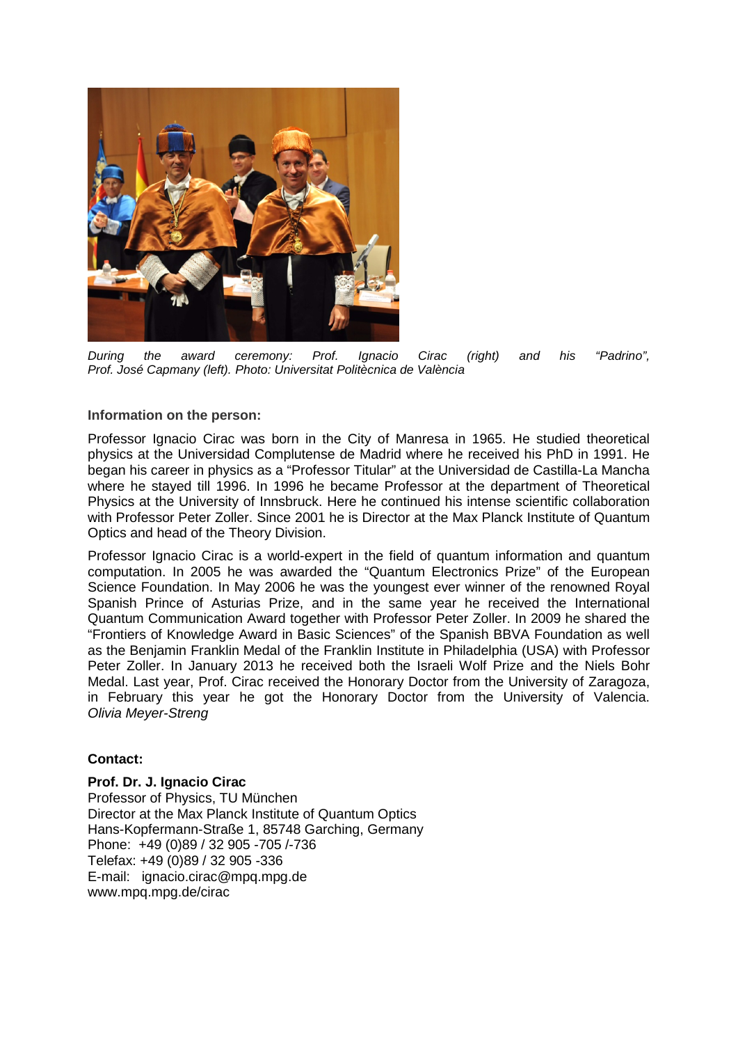*During the award ceremony: Prof. Ignacio Cirac (right) and his "Padrino", Prof. José Capmany (left). Photo: Universitat Politècnica de València*

**Information on the person:**

Professor Ignacio Cirac was born in the City of Manresa in 1965. He studied theoretical physics at the Universidad Complutense de Madrid where he received his PhD in 1991. He began his career in physics as a "Professor Titular" at the Universidad de Castilla-La Mancha where he stayed till 1996. In 1996 he became Professor at the department of Theoretical Physics at the University of Innsbruck. Here he continued his intense scientific collaboration with Professor Peter Zoller. Since 2001 he is Director at the Max Planck Institute of Quantum Optics and head of the Theory Division.

Professor Ignacio Cirac is a world-expert in the field of quantum information and quantum computation. In 2005 he was awarded the "Quantum Electronics Prize" of the European Science Foundation. In May 2006 he was the youngest ever winner of the renowned Royal Spanish Prince of Asturias Prize, and in the same year he received the International Quantum Communication Award together with Professor Peter Zoller. In 2009 he shared the "Frontiers of Knowledge Award in Basic Sciences" of the Spanish BBVA Foundation as well as the Benjamin Franklin Medal of the Franklin Institute in Philadelphia (USA) with Professor Peter Zoller. In January 2013 he received both the Israeli Wolf Prize and the Niels Bohr Medal. Last year, Prof. Cirac received the Honorary Doctor from the University of Zaragoza, in February this year he got the Honorary Doctor from the University of Valencia. *Olivia Meyer-Streng*

**Contact:**

**Prof. Dr. J. Ignacio Cirac**
Professor of Physics, TU München
Director at the Max Planck Institute of Quantum Optics
Hans-Kopfermann-Straße 1, 85748 Garching, Germany
Phone: +49 (0)89 / 32 905 -705 /-736
Telefax: +49 (0)89 / 32 905 -336
E-mail: ignacio.cirac@mpq.mpg.de
www.mpq.mpg.de/cirac